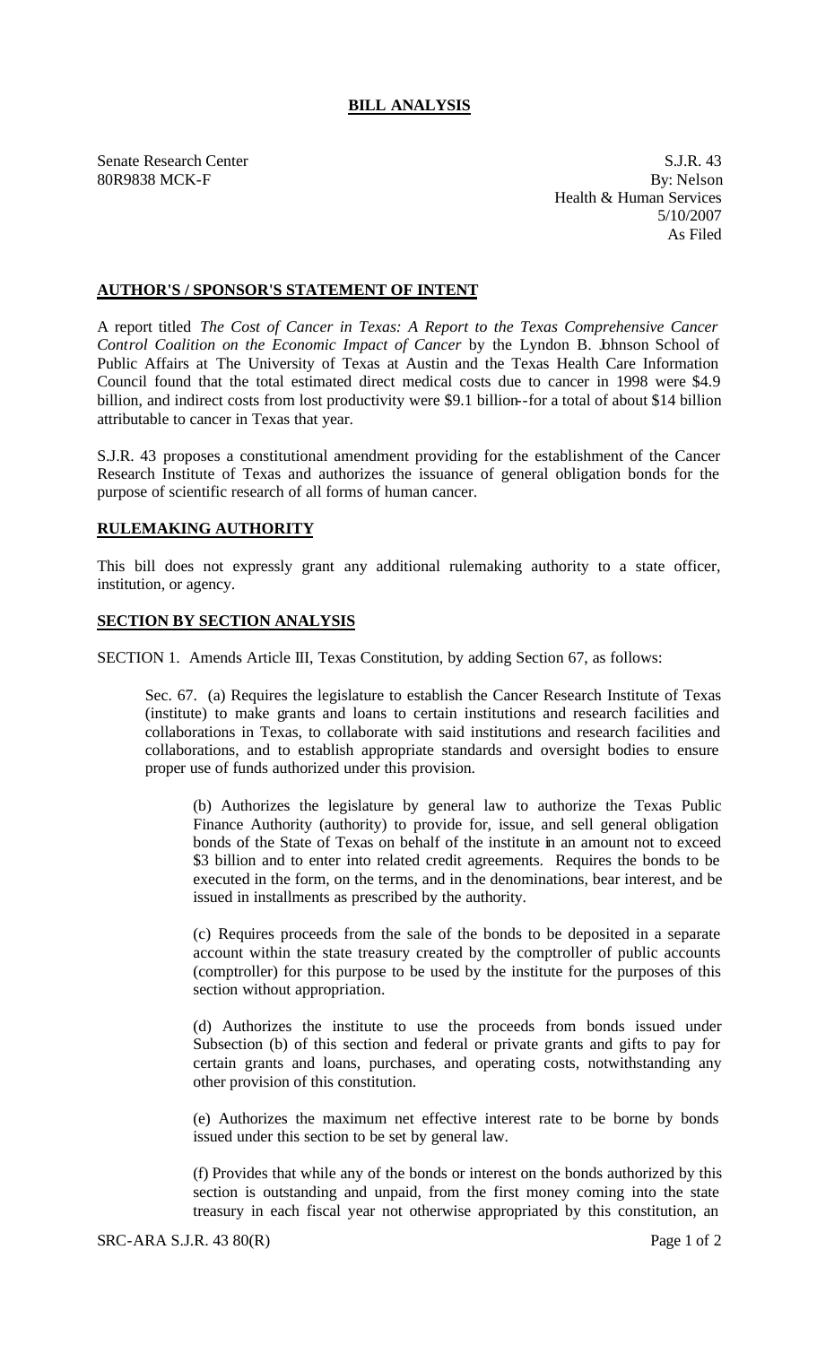# BILL ANALYSIS

Senate Research Center
80R9838 MCK-F

S.J.R. 43
By: Nelson
Health & Human Services
5/10/2007
As Filed

## AUTHOR'S / SPONSOR'S STATEMENT OF INTENT

A report titled *The Cost of Cancer in Texas: A Report to the Texas Comprehensive Cancer Control Coalition on the Economic Impact of Cancer* by the Lyndon B. Johnson School of Public Affairs at The University of Texas at Austin and the Texas Health Care Information Council found that the total estimated direct medical costs due to cancer in 1998 were $4.9 billion, and indirect costs from lost productivity were $9.1 billion--for a total of about $14 billion attributable to cancer in Texas that year.

S.J.R. 43 proposes a constitutional amendment providing for the establishment of the Cancer Research Institute of Texas and authorizes the issuance of general obligation bonds for the purpose of scientific research of all forms of human cancer.

## RULEMAKING AUTHORITY

This bill does not expressly grant any additional rulemaking authority to a state officer, institution, or agency.

## SECTION BY SECTION ANALYSIS

SECTION 1. Amends Article III, Texas Constitution, by adding Section 67, as follows:

Sec. 67. (a) Requires the legislature to establish the Cancer Research Institute of Texas (institute) to make grants and loans to certain institutions and research facilities and collaborations in Texas, to collaborate with said institutions and research facilities and collaborations, and to establish appropriate standards and oversight bodies to ensure proper use of funds authorized under this provision.

(b) Authorizes the legislature by general law to authorize the Texas Public Finance Authority (authority) to provide for, issue, and sell general obligation bonds of the State of Texas on behalf of the institute in an amount not to exceed $3 billion and to enter into related credit agreements. Requires the bonds to be executed in the form, on the terms, and in the denominations, bear interest, and be issued in installments as prescribed by the authority.

(c) Requires proceeds from the sale of the bonds to be deposited in a separate account within the state treasury created by the comptroller of public accounts (comptroller) for this purpose to be used by the institute for the purposes of this section without appropriation.

(d) Authorizes the institute to use the proceeds from bonds issued under Subsection (b) of this section and federal or private grants and gifts to pay for certain grants and loans, purchases, and operating costs, notwithstanding any other provision of this constitution.

(e) Authorizes the maximum net effective interest rate to be borne by bonds issued under this section to be set by general law.

(f) Provides that while any of the bonds or interest on the bonds authorized by this section is outstanding and unpaid, from the first money coming into the state treasury in each fiscal year not otherwise appropriated by this constitution, an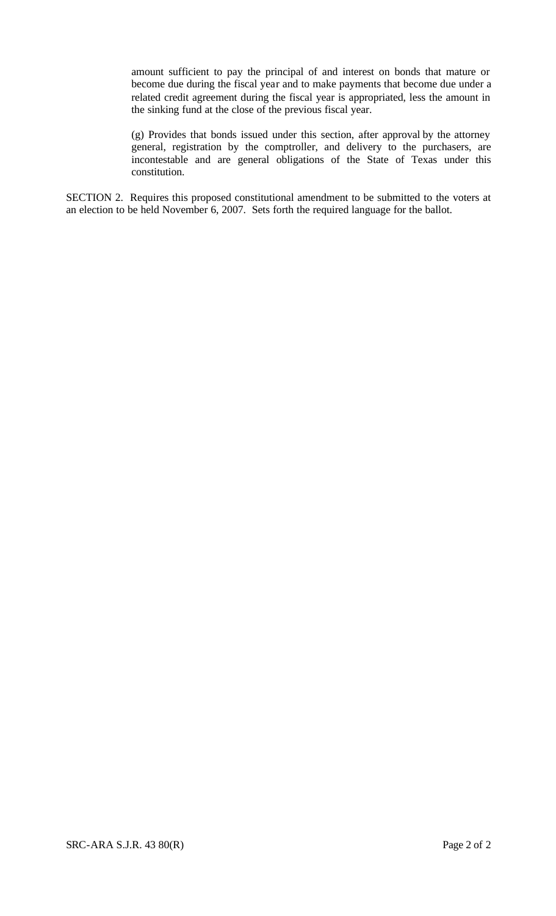amount sufficient to pay the principal of and interest on bonds that mature or become due during the fiscal year and to make payments that become due under a related credit agreement during the fiscal year is appropriated, less the amount in the sinking fund at the close of the previous fiscal year.

(g) Provides that bonds issued under this section, after approval by the attorney general, registration by the comptroller, and delivery to the purchasers, are incontestable and are general obligations of the State of Texas under this constitution.

SECTION 2. Requires this proposed constitutional amendment to be submitted to the voters at an election to be held November 6, 2007. Sets forth the required language for the ballot.